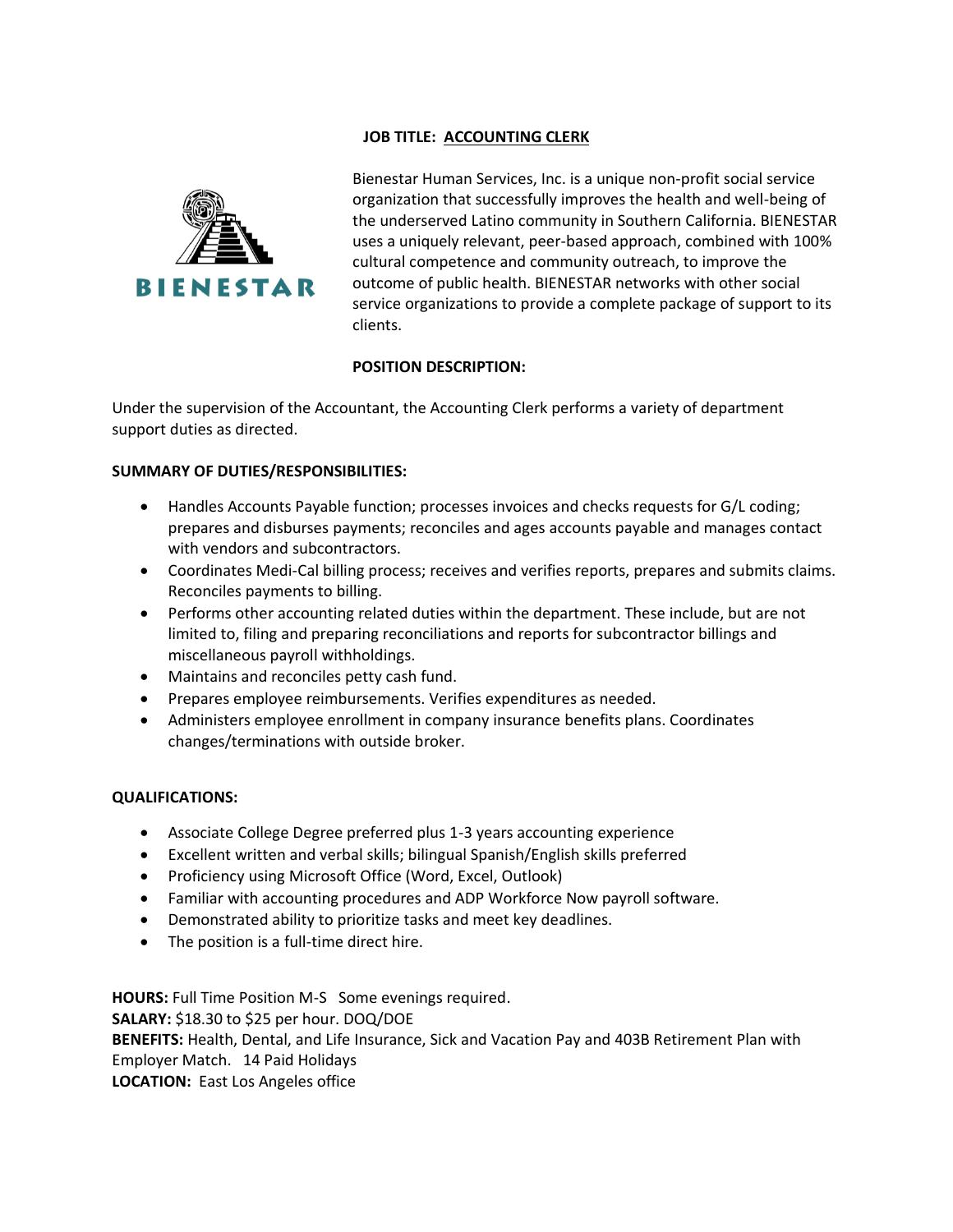# JOB TITLE: ACCOUNTING CLERK

BIENESTAR

Bienestar Human Services, Inc. is a unique non-profit social service organization that successfully improves the health and well-being of the underserved Latino community in Southern California. BIENESTAR uses a uniquely relevant, peer-based approach, combined with 100% cultural competence and community outreach, to improve the outcome of public health. BIENESTAR networks with other social service organizations to provide a complete package of support to its clients.

**POSITION DESCRIPTION:**

Under the supervision of the Accountant, the Accounting Clerk performs a variety of department support duties as directed.

**SUMMARY OF DUTIES/RESPONSIBILITIES:**

- Handles Accounts Payable function; processes invoices and checks requests for G/L coding; prepares and disburses payments; reconciles and ages accounts payable and manages contact with vendors and subcontractors.
- Coordinates Medi-Cal billing process; receives and verifies reports, prepares and submits claims. Reconciles payments to billing.
- Performs other accounting related duties within the department. These include, but are not limited to, filing and preparing reconciliations and reports for subcontractor billings and miscellaneous payroll withholdings.
- Maintains and reconciles petty cash fund.
- Prepares employee reimbursements. Verifies expenditures as needed.
- Administers employee enrollment in company insurance benefits plans. Coordinates changes/terminations with outside broker.

**QUALIFICATIONS:**

- Associate College Degree preferred plus 1-3 years accounting experience
- Excellent written and verbal skills; bilingual Spanish/English skills preferred
- Proficiency using Microsoft Office (Word, Excel, Outlook)
- Familiar with accounting procedures and ADP Workforce Now payroll software.
- Demonstrated ability to prioritize tasks and meet key deadlines.
- The position is a full-time direct hire.

**HOURS:** Full Time Position M-S Some evenings required.
**SALARY:** $18.30 to $25 per hour. DOQ/DOE
**BENEFITS:** Health, Dental, and Life Insurance, Sick and Vacation Pay and 403B Retirement Plan with Employer Match. 14 Paid Holidays
**LOCATION:** East Los Angeles office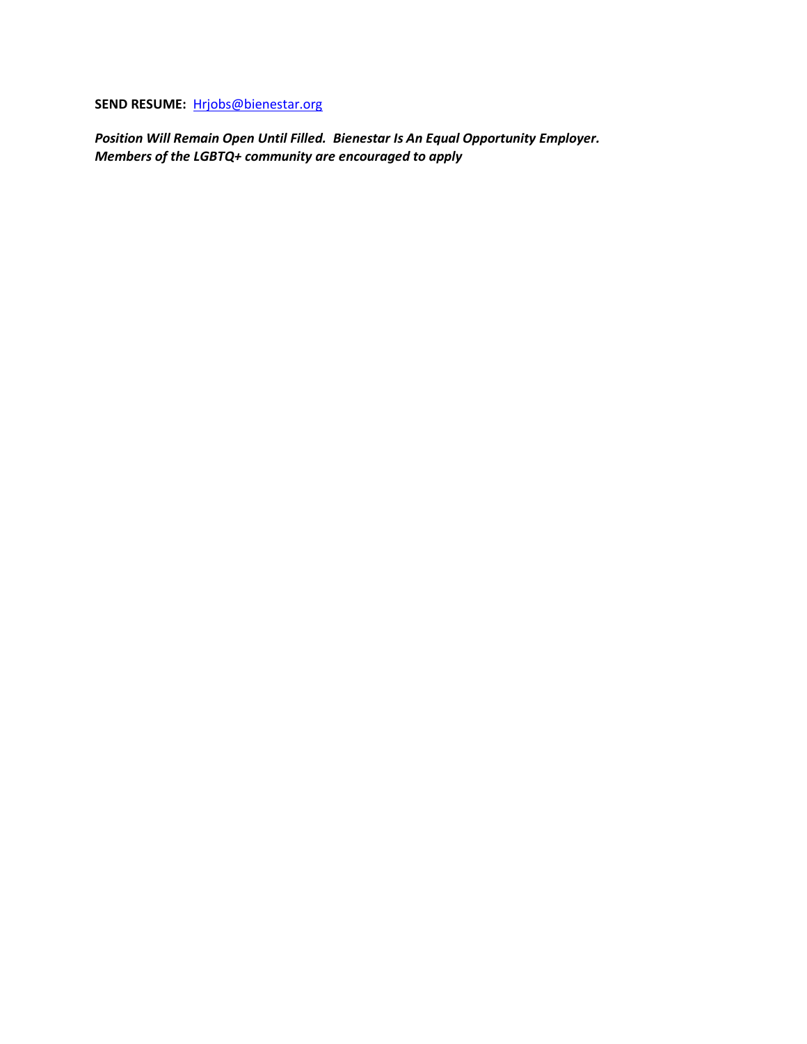**SEND RESUME:** Hrjobs@bienestar.org

***Position Will Remain Open Until Filled. Bienestar Is An Equal Opportunity Employer. Members of the LGBTQ+ community are encouraged to apply***